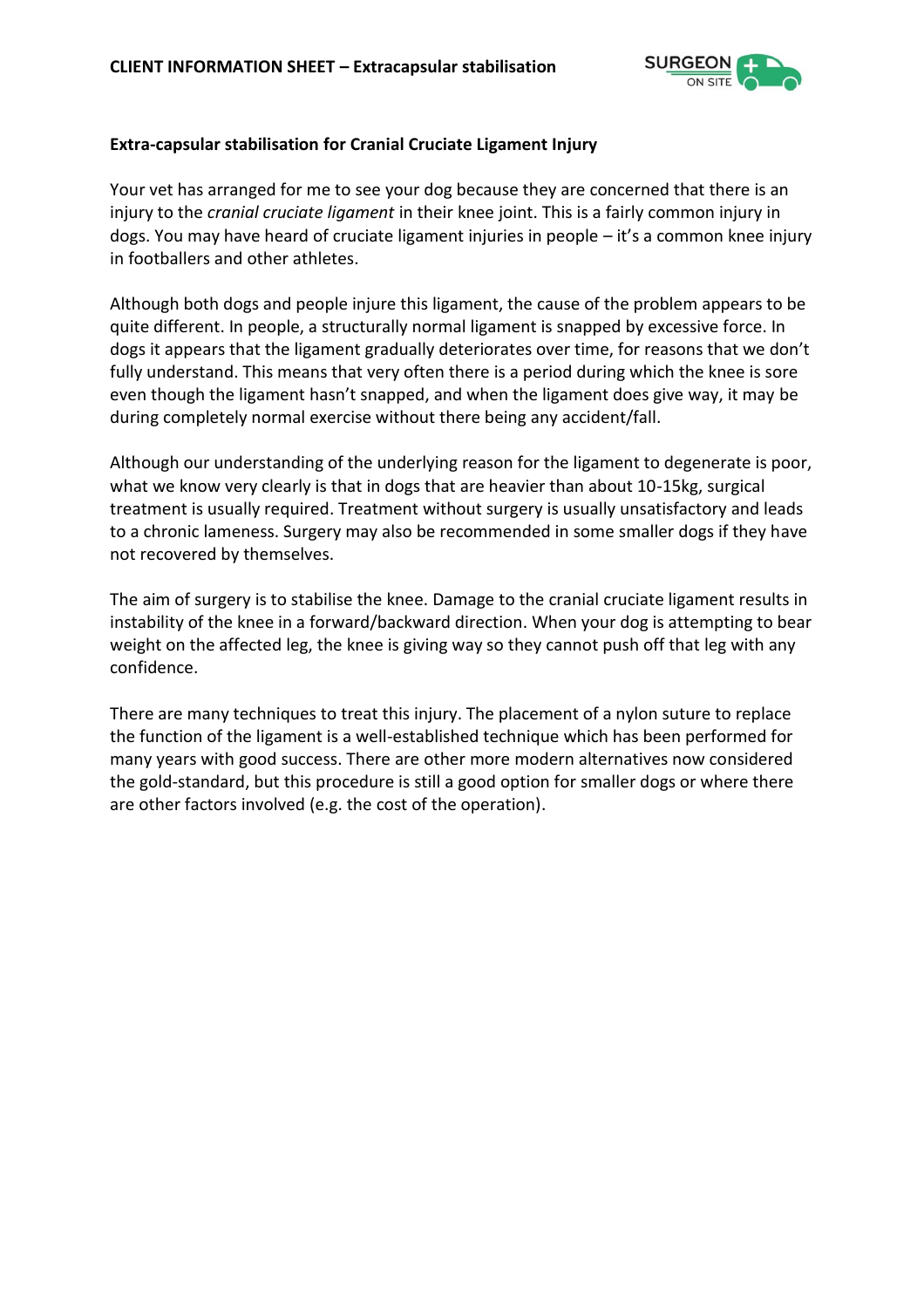**CLIENT INFORMATION SHEET – Extracapsular stabilisation**

**Extra-capsular stabilisation for Cranial Cruciate Ligament Injury**

Your vet has arranged for me to see your dog because they are concerned that there is an injury to the *cranial cruciate ligament* in their knee joint. This is a fairly common injury in dogs. You may have heard of cruciate ligament injuries in people – it's a common knee injury in footballers and other athletes.

Although both dogs and people injure this ligament, the cause of the problem appears to be quite different. In people, a structurally normal ligament is snapped by excessive force. In dogs it appears that the ligament gradually deteriorates over time, for reasons that we don't fully understand. This means that very often there is a period during which the knee is sore even though the ligament hasn't snapped, and when the ligament does give way, it may be during completely normal exercise without there being any accident/fall.

Although our understanding of the underlying reason for the ligament to degenerate is poor, what we know very clearly is that in dogs that are heavier than about 10-15kg, surgical treatment is usually required. Treatment without surgery is usually unsatisfactory and leads to a chronic lameness. Surgery may also be recommended in some smaller dogs if they have not recovered by themselves.

The aim of surgery is to stabilise the knee. Damage to the cranial cruciate ligament results in instability of the knee in a forward/backward direction. When your dog is attempting to bear weight on the affected leg, the knee is giving way so they cannot push off that leg with any confidence.

There are many techniques to treat this injury. The placement of a nylon suture to replace the function of the ligament is a well-established technique which has been performed for many years with good success. There are other more modern alternatives now considered the gold-standard, but this procedure is still a good option for smaller dogs or where there are other factors involved (e.g. the cost of the operation).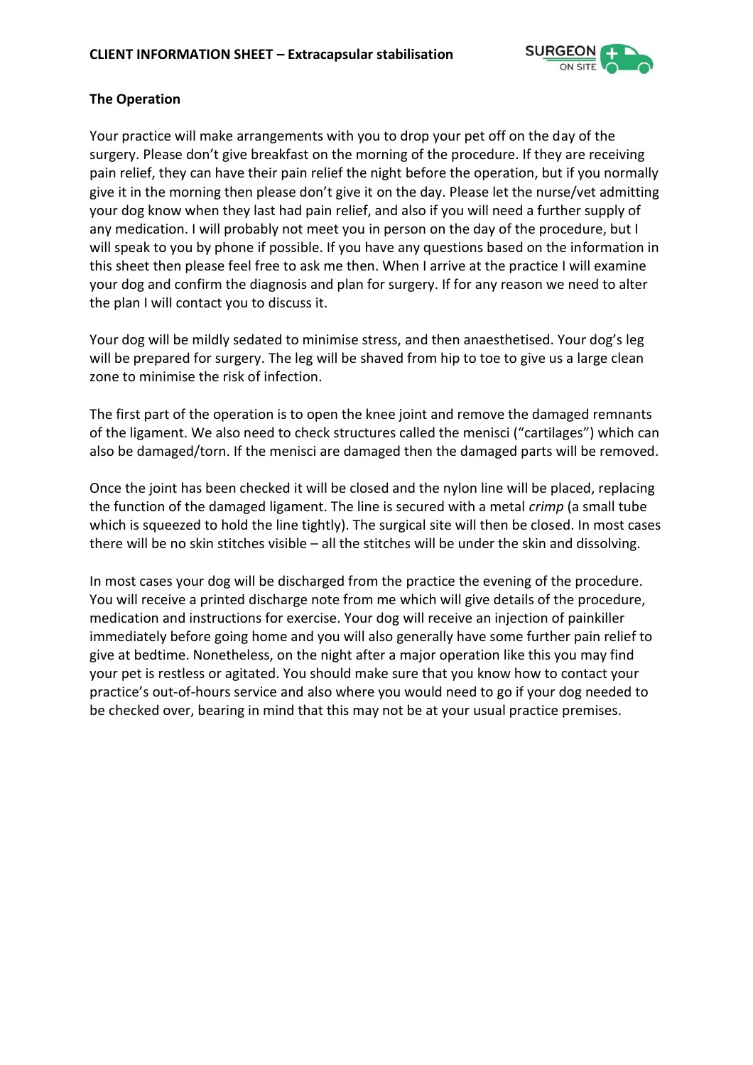## The Operation

Your practice will make arrangements with you to drop your pet off on the day of the surgery. Please don't give breakfast on the morning of the procedure. If they are receiving pain relief, they can have their pain relief the night before the operation, but if you normally give it in the morning then please don't give it on the day. Please let the nurse/vet admitting your dog know when they last had pain relief, and also if you will need a further supply of any medication. I will probably not meet you in person on the day of the procedure, but I will speak to you by phone if possible. If you have any questions based on the information in this sheet then please feel free to ask me then. When I arrive at the practice I will examine your dog and confirm the diagnosis and plan for surgery. If for any reason we need to alter the plan I will contact you to discuss it.

Your dog will be mildly sedated to minimise stress, and then anaesthetised. Your dog's leg will be prepared for surgery. The leg will be shaved from hip to toe to give us a large clean zone to minimise the risk of infection.

The first part of the operation is to open the knee joint and remove the damaged remnants of the ligament. We also need to check structures called the menisci ("cartilages") which can also be damaged/torn. If the menisci are damaged then the damaged parts will be removed.

Once the joint has been checked it will be closed and the nylon line will be placed, replacing the function of the damaged ligament. The line is secured with a metal *crimp* (a small tube which is squeezed to hold the line tightly). The surgical site will then be closed. In most cases there will be no skin stitches visible – all the stitches will be under the skin and dissolving.

In most cases your dog will be discharged from the practice the evening of the procedure. You will receive a printed discharge note from me which will give details of the procedure, medication and instructions for exercise. Your dog will receive an injection of painkiller immediately before going home and you will also generally have some further pain relief to give at bedtime. Nonetheless, on the night after a major operation like this you may find your pet is restless or agitated. You should make sure that you know how to contact your practice's out-of-hours service and also where you would need to go if your dog needed to be checked over, bearing in mind that this may not be at your usual practice premises.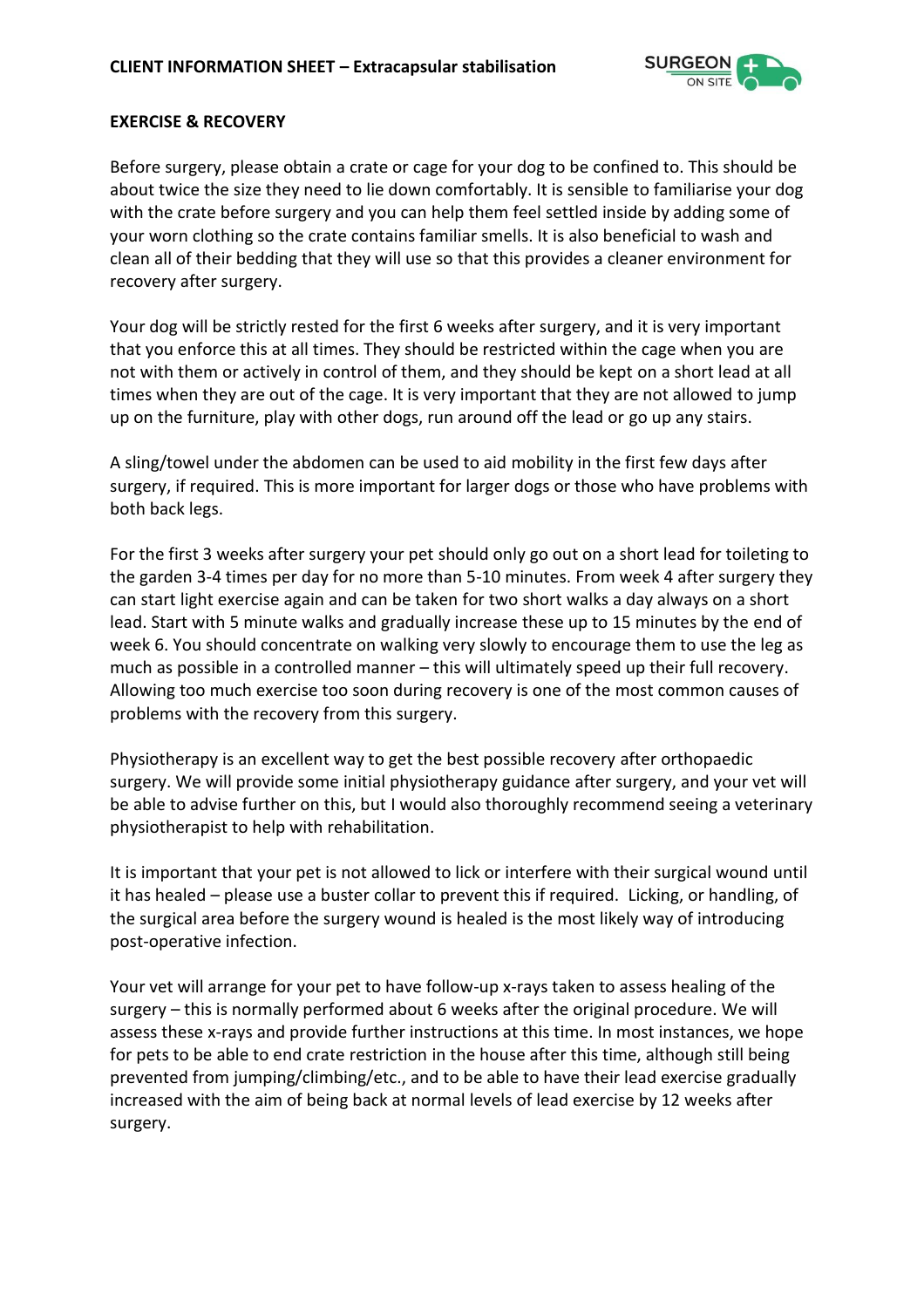## EXERCISE & RECOVERY

Before surgery, please obtain a crate or cage for your dog to be confined to. This should be about twice the size they need to lie down comfortably. It is sensible to familiarise your dog with the crate before surgery and you can help them feel settled inside by adding some of your worn clothing so the crate contains familiar smells. It is also beneficial to wash and clean all of their bedding that they will use so that this provides a cleaner environment for recovery after surgery.

Your dog will be strictly rested for the first 6 weeks after surgery, and it is very important that you enforce this at all times. They should be restricted within the cage when you are not with them or actively in control of them, and they should be kept on a short lead at all times when they are out of the cage. It is very important that they are not allowed to jump up on the furniture, play with other dogs, run around off the lead or go up any stairs.

A sling/towel under the abdomen can be used to aid mobility in the first few days after surgery, if required. This is more important for larger dogs or those who have problems with both back legs.

For the first 3 weeks after surgery your pet should only go out on a short lead for toileting to the garden 3-4 times per day for no more than 5-10 minutes. From week 4 after surgery they can start light exercise again and can be taken for two short walks a day always on a short lead. Start with 5 minute walks and gradually increase these up to 15 minutes by the end of week 6. You should concentrate on walking very slowly to encourage them to use the leg as much as possible in a controlled manner – this will ultimately speed up their full recovery. Allowing too much exercise too soon during recovery is one of the most common causes of problems with the recovery from this surgery.

Physiotherapy is an excellent way to get the best possible recovery after orthopaedic surgery. We will provide some initial physiotherapy guidance after surgery, and your vet will be able to advise further on this, but I would also thoroughly recommend seeing a veterinary physiotherapist to help with rehabilitation.

It is important that your pet is not allowed to lick or interfere with their surgical wound until it has healed – please use a buster collar to prevent this if required. Licking, or handling, of the surgical area before the surgery wound is healed is the most likely way of introducing post-operative infection.

Your vet will arrange for your pet to have follow-up x-rays taken to assess healing of the surgery – this is normally performed about 6 weeks after the original procedure. We will assess these x-rays and provide further instructions at this time. In most instances, we hope for pets to be able to end crate restriction in the house after this time, although still being prevented from jumping/climbing/etc., and to be able to have their lead exercise gradually increased with the aim of being back at normal levels of lead exercise by 12 weeks after surgery.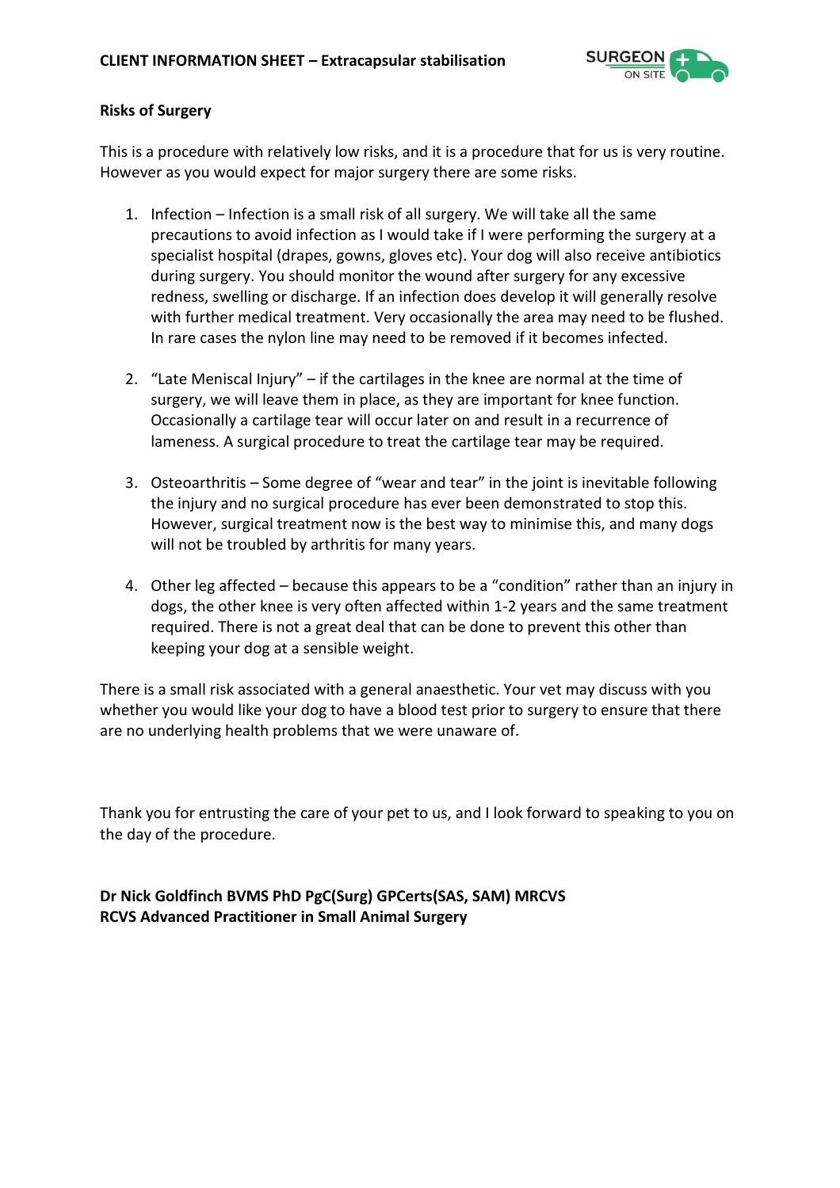## Risks of Surgery

This is a procedure with relatively low risks, and it is a procedure that for us is very routine. However as you would expect for major surgery there are some risks.

1. Infection – Infection is a small risk of all surgery. We will take all the same precautions to avoid infection as I would take if I were performing the surgery at a specialist hospital (drapes, gowns, gloves etc). Your dog will also receive antibiotics during surgery. You should monitor the wound after surgery for any excessive redness, swelling or discharge. If an infection does develop it will generally resolve with further medical treatment. Very occasionally the area may need to be flushed. In rare cases the nylon line may need to be removed if it becomes infected.

2. "Late Meniscal Injury" – if the cartilages in the knee are normal at the time of surgery, we will leave them in place, as they are important for knee function. Occasionally a cartilage tear will occur later on and result in a recurrence of lameness. A surgical procedure to treat the cartilage tear may be required.

3. Osteoarthritis – Some degree of "wear and tear" in the joint is inevitable following the injury and no surgical procedure has ever been demonstrated to stop this. However, surgical treatment now is the best way to minimise this, and many dogs will not be troubled by arthritis for many years.

4. Other leg affected – because this appears to be a "condition" rather than an injury in dogs, the other knee is very often affected within 1-2 years and the same treatment required. There is not a great deal that can be done to prevent this other than keeping your dog at a sensible weight.

There is a small risk associated with a general anaesthetic. Your vet may discuss with you whether you would like your dog to have a blood test prior to surgery to ensure that there are no underlying health problems that we were unaware of.

Thank you for entrusting the care of your pet to us, and I look forward to speaking to you on the day of the procedure.

**Dr Nick Goldfinch BVMS PhD PgC(Surg) GPCerts(SAS, SAM) MRCVS**
**RCVS Advanced Practitioner in Small Animal Surgery**